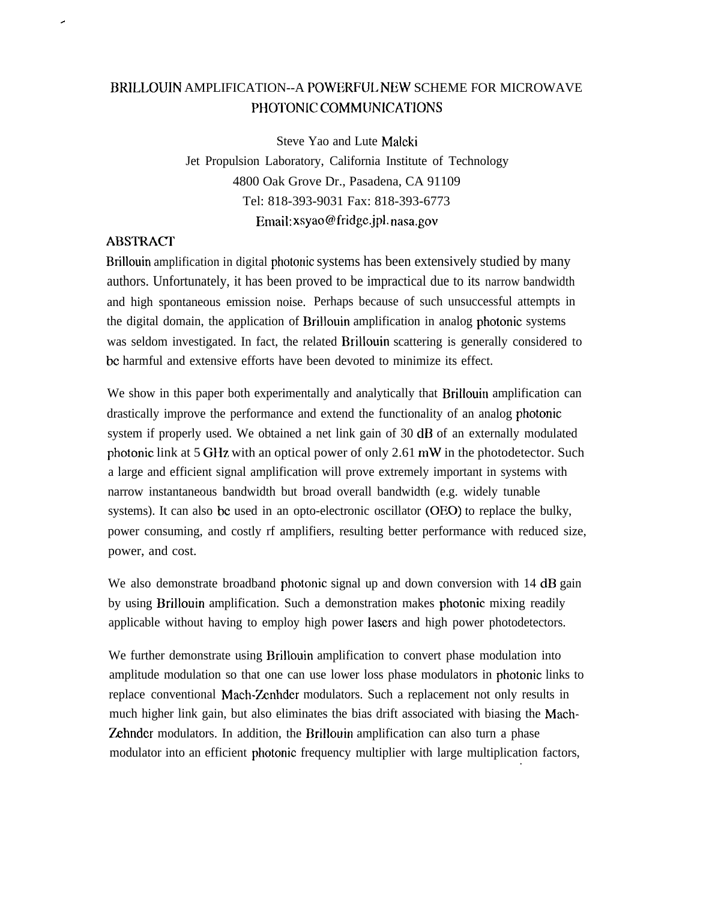# BRILLOUIN AMPLIFICATION--A POWERFUL NEW SCHEME FOR MICROWAVE PHOTONIC COMMUNICATIONS

Steve Yao and Lute Maleki
Jet Propulsion Laboratory, California Institute of Technology
4800 Oak Grove Dr., Pasadena, CA 91109
Tel: 818-393-9031 Fax: 818-393-6773
Email: xsyao@fridge.jpl.nasa.gov

## ABSTRACT

Brillouin amplification in digital photonic systems has been extensively studied by many authors. Unfortunately, it has been proved to be impractical due to its narrow bandwidth and high spontaneous emission noise. Perhaps because of such unsuccessful attempts in the digital domain, the application of Brillouin amplification in analog photonic systems was seldom investigated. In fact, the related Brillouin scattering is generally considered to be harmful and extensive efforts have been devoted to minimize its effect.

We show in this paper both experimentally and analytically that Brillouin amplification can drastically improve the performance and extend the functionality of an analog photonic system if properly used. We obtained a net link gain of 30 dB of an externally modulated photonic link at 5 GHz with an optical power of only 2.61 mW in the photodetector. Such a large and efficient signal amplification will prove extremely important in systems with narrow instantaneous bandwidth but broad overall bandwidth (e.g. widely tunable systems). It can also be used in an opto-electronic oscillator (OEO) to replace the bulky, power consuming, and costly rf amplifiers, resulting better performance with reduced size, power, and cost.

We also demonstrate broadband photonic signal up and down conversion with 14 dB gain by using Brillouin amplification. Such a demonstration makes photonic mixing readily applicable without having to employ high power lasers and high power photodetectors.

We further demonstrate using Brillouin amplification to convert phase modulation into amplitude modulation so that one can use lower loss phase modulators in photonic links to replace conventional Mach-Zenhder modulators. Such a replacement not only results in much higher link gain, but also eliminates the bias drift associated with biasing the Mach-Zehnder modulators. In addition, the Brillouin amplification can also turn a phase modulator into an efficient photonic frequency multiplier with large multiplication factors,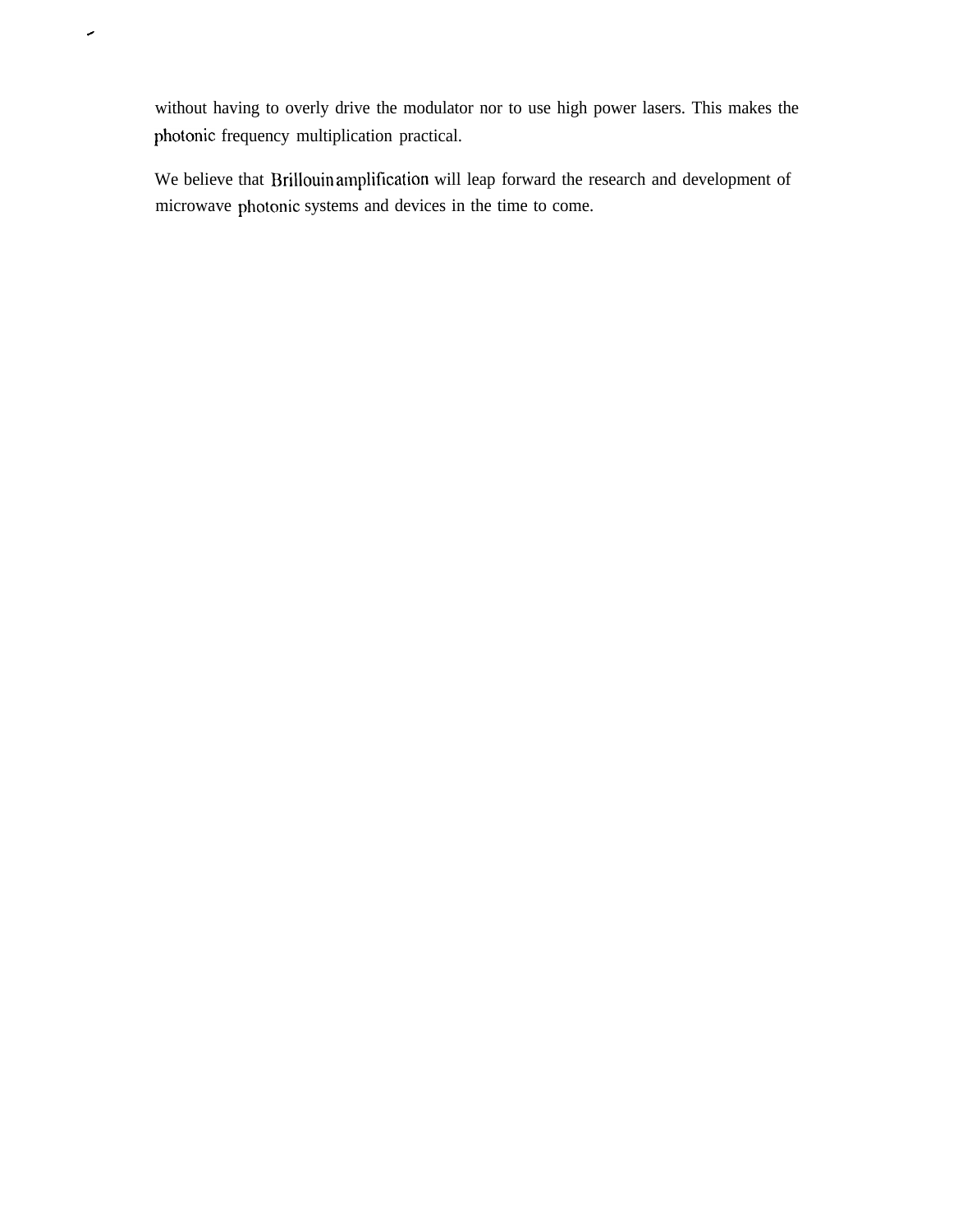without having to overly drive the modulator nor to use high power lasers. This makes the photonic frequency multiplication practical.

We believe that Brillouin amplification will leap forward the research and development of microwave photonic systems and devices in the time to come.